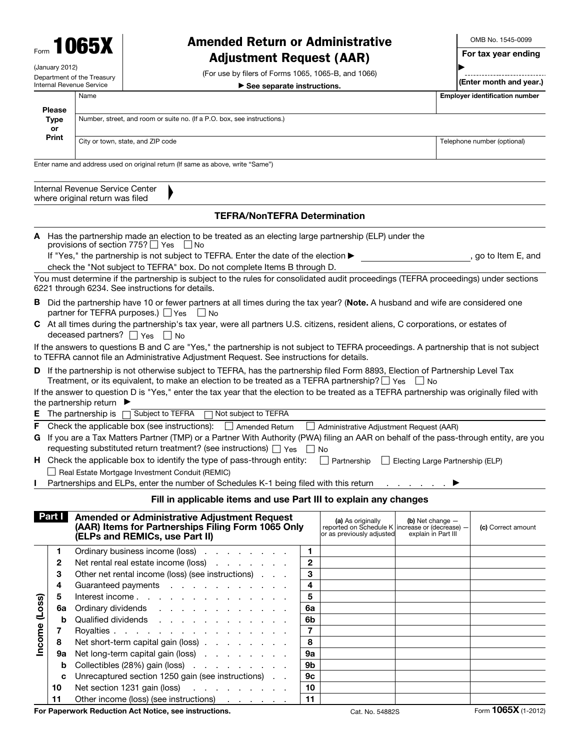Form **1065X**

(January 2012)

Department of the Treasury
Internal Revenue Service

# Amended Return or Administrative Adjustment Request (AAR)

(For use by filers of Forms 1065, 1065-B, and 1066)

▶ See separate instructions.

OMB No. 1545-0099

**For tax year ending**

▶ ____________

**(Enter month and year.)**

| Please Type or Print | |
|---|---|
| Name | Employer identification number |
| Number, street, and room or suite no. (If a P.O. box, see instructions.) | |
| City or town, state, and ZIP code | Telephone number (optional) |

Enter name and address used on original return (If same as above, write "Same")

Internal Revenue Service Center where original return was filed ▶

## TEFRA/NonTEFRA Determination

**A** Has the partnership made an election to be treated as an electing large partnership (ELP) under the provisions of section 775? ☐ Yes ☐ No

If "Yes," the partnership is not subject to TEFRA. Enter the date of the election ▶ ____________, go to Item E, and check the "Not subject to TEFRA" box. Do not complete Items B through D.

You must determine if the partnership is subject to the rules for consolidated audit proceedings (TEFRA proceedings) under sections 6221 through 6234. See instructions for details.

**B** Did the partnership have 10 or fewer partners at all times during the tax year? (**Note.** A husband and wife are considered one partner for TEFRA purposes.) ☐ Yes ☐ No

**C** At all times during the partnership's tax year, were all partners U.S. citizens, resident aliens, C corporations, or estates of deceased partners? ☐ Yes ☐ No

If the answers to questions B and C are "Yes," the partnership is not subject to TEFRA proceedings. A partnership that is not subject to TEFRA cannot file an Administrative Adjustment Request. See instructions for details.

**D** If the partnership is not otherwise subject to TEFRA, has the partnership filed Form 8893, Election of Partnership Level Tax Treatment, or its equivalent, to make an election to be treated as a TEFRA partnership? ☐ Yes ☐ No

If the answer to question D is "Yes," enter the tax year that the election to be treated as a TEFRA partnership was originally filed with the partnership return ▶

**E** The partnership is ☐ Subject to TEFRA ☐ Not subject to TEFRA

**F** Check the applicable box (see instructions): ☐ Amended Return ☐ Administrative Adjustment Request (AAR)

**G** If you are a Tax Matters Partner (TMP) or a Partner With Authority (PWA) filing an AAR on behalf of the pass-through entity, are you requesting substituted return treatment? (see instructions) ☐ Yes ☐ No

**H** Check the applicable box to identify the type of pass-through entity: ☐ Partnership ☐ Electing Large Partnership (ELP) ☐ Real Estate Mortgage Investment Conduit (REMIC)

**I** Partnerships and ELPs, enter the number of Schedules K-1 being filed with this return . . . . . . . ▶

### Fill in applicable items and use Part III to explain any changes

| | **Part I** Amended or Administrative Adjustment Request (AAR) Items for Partnerships Filing Form 1065 Only (ELPs and REMICs, use Part II) | | **(a)** As originally reported on Schedule K or as previously adjusted | **(b)** Net change — increase or (decrease) — explain in Part III | **(c)** Correct amount |
|---|---|---|---|---|---|
| Income (Loss) | **1** Ordinary business income (loss) | **1** | | | |
| | **2** Net rental real estate income (loss) | **2** | | | |
| | **3** Other net rental income (loss) (see instructions) | **3** | | | |
| | **4** Guaranteed payments | **4** | | | |
| | **5** Interest income | **5** | | | |
| | **6a** Ordinary dividends | **6a** | | | |
| | **b** Qualified dividends | **6b** | | | |
| | **7** Royalties | **7** | | | |
| | **8** Net short-term capital gain (loss) | **8** | | | |
| | **9a** Net long-term capital gain (loss) | **9a** | | | |
| | **b** Collectibles (28%) gain (loss) | **9b** | | | |
| | **c** Unrecaptured section 1250 gain (see instructions) | **9c** | | | |
| | **10** Net section 1231 gain (loss) | **10** | | | |
| | **11** Other income (loss) (see instructions) | **11** | | | |

**For Paperwork Reduction Act Notice, see instructions.** Cat. No. 54882S Form **1065X** (1-2012)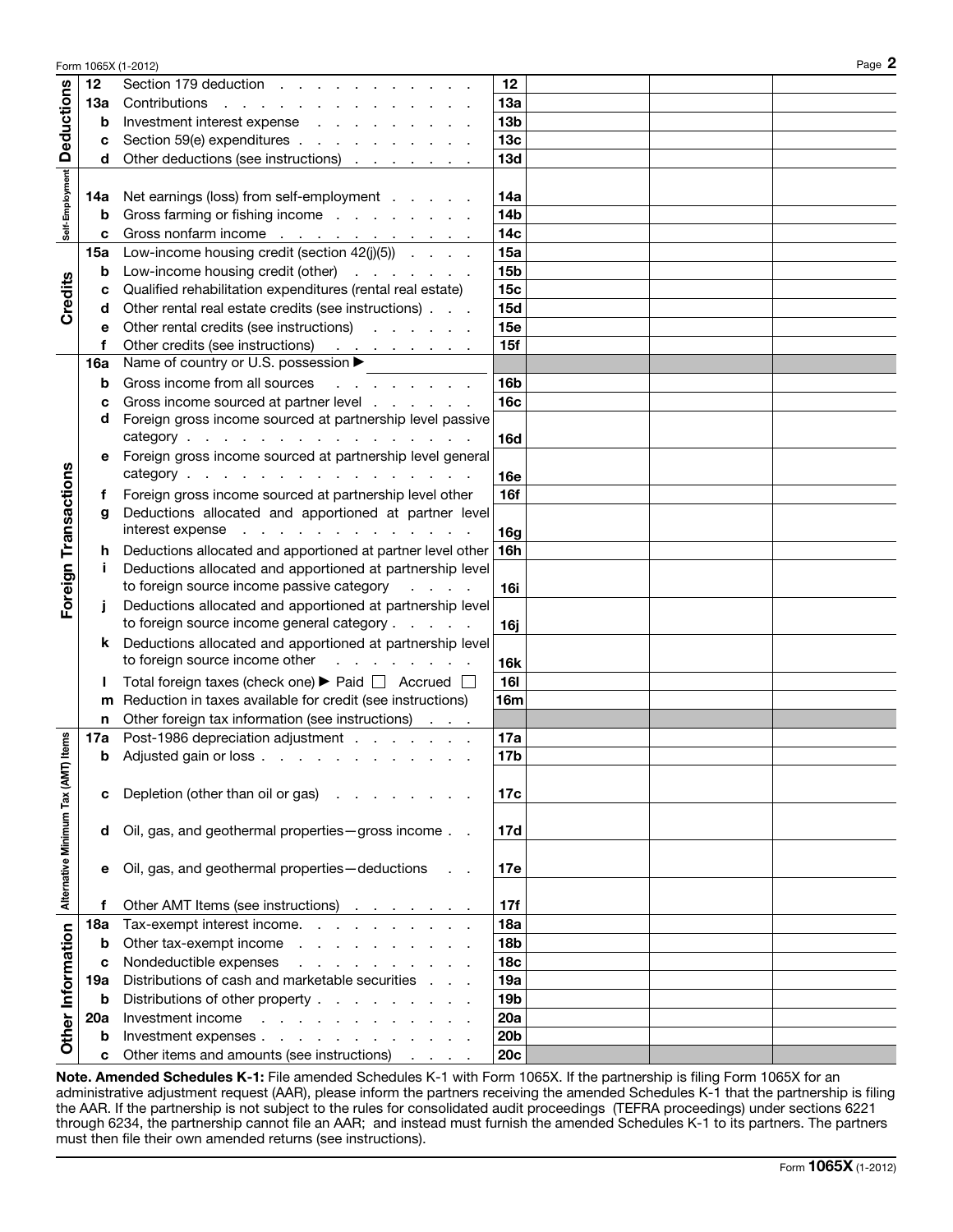| Section | Line | Description | Line No. | | | |
|---|---|---|---|---|---|---|
| Deductions | 12 | Section 179 deduction | 12 | | | |
| | 13a | Contributions | 13a | | | |
| | b | Investment interest expense | 13b | | | |
| | c | Section 59(e) expenditures | 13c | | | |
| | d | Other deductions (see instructions) | 13d | | | |
| Self-Employment | 14a | Net earnings (loss) from self-employment | 14a | | | |
| | b | Gross farming or fishing income | 14b | | | |
| | c | Gross nonfarm income | 14c | | | |
| Credits | 15a | Low-income housing credit (section 42(j)(5)) | 15a | | | |
| | b | Low-income housing credit (other) | 15b | | | |
| | c | Qualified rehabilitation expenditures (rental real estate) | 15c | | | |
| | d | Other rental real estate credits (see instructions) | 15d | | | |
| | e | Other rental credits (see instructions) | 15e | | | |
| | f | Other credits (see instructions) | 15f | | | |
| Foreign Transactions | 16a | Name of country or U.S. possession ▶ | | | | |
| | b | Gross income from all sources | 16b | | | |
| | c | Gross income sourced at partner level | 16c | | | |
| | d | Foreign gross income sourced at partnership level passive category | 16d | | | |
| | e | Foreign gross income sourced at partnership level general category | 16e | | | |
| | f | Foreign gross income sourced at partnership level other | 16f | | | |
| | g | Deductions allocated and apportioned at partner level interest expense | 16g | | | |
| | h | Deductions allocated and apportioned at partner level other | 16h | | | |
| | i | Deductions allocated and apportioned at partnership level to foreign source income passive category | 16i | | | |
| | j | Deductions allocated and apportioned at partnership level to foreign source income general category | 16j | | | |
| | k | Deductions allocated and apportioned at partnership level to foreign source income other | 16k | | | |
| | l | Total foreign taxes (check one) ▶ Paid ☐ Accrued ☐ | 16l | | | |
| | m | Reduction in taxes available for credit (see instructions) | 16m | | | |
| | n | Other foreign tax information (see instructions) | | | | |
| Alternative Minimum Tax (AMT) Items | 17a | Post-1986 depreciation adjustment | 17a | | | |
| | b | Adjusted gain or loss | 17b | | | |
| | c | Depletion (other than oil or gas) | 17c | | | |
| | d | Oil, gas, and geothermal properties—gross income | 17d | | | |
| | e | Oil, gas, and geothermal properties—deductions | 17e | | | |
| | f | Other AMT Items (see instructions) | 17f | | | |
| Other Information | 18a | Tax-exempt interest income | 18a | | | |
| | b | Other tax-exempt income | 18b | | | |
| | c | Nondeductible expenses | 18c | | | |
| | 19a | Distributions of cash and marketable securities | 19a | | | |
| | b | Distributions of other property | 19b | | | |
| | 20a | Investment income | 20a | | | |
| | b | Investment expenses | 20b | | | |
| | c | Other items and amounts (see instructions) | 20c | | | |

**Note. Amended Schedules K-1:** File amended Schedules K-1 with Form 1065X. If the partnership is filing Form 1065X for an administrative adjustment request (AAR), please inform the partners receiving the amended Schedules K-1 that the partnership is filing the AAR. If the partnership is not subject to the rules for consolidated audit proceedings (TEFRA proceedings) under sections 6221 through 6234, the partnership cannot file an AAR; and instead must furnish the amended Schedules K-1 to its partners. The partners must then file their own amended returns (see instructions).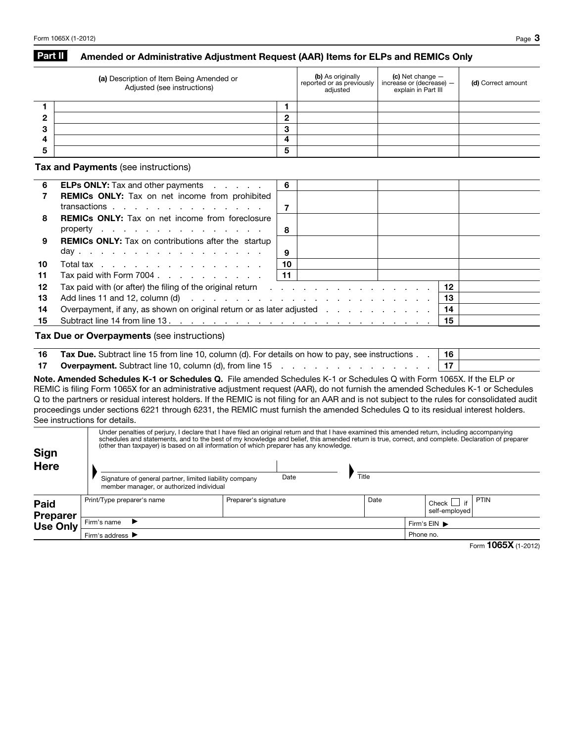## Part II Amended or Administrative Adjustment Request (AAR) Items for ELPs and REMICs Only

| | (a) Description of Item Being Amended or Adjusted (see instructions) | | (b) As originally reported or as previously adjusted | (c) Net change — increase or (decrease) — explain in Part III | (d) Correct amount |
|---|---|---|---|---|---|
| 1 | | 1 | | | |
| 2 | | 2 | | | |
| 3 | | 3 | | | |
| 4 | | 4 | | | |
| 5 | | 5 | | | |

**Tax and Payments** (see instructions)

| | | | | | |
|---|---|---|---|---|---|
| 6 | **ELPs ONLY:** Tax and other payments | 6 | | | |
| 7 | **REMICs ONLY:** Tax on net income from prohibited transactions | 7 | | | |
| 8 | **REMICs ONLY:** Tax on net income from foreclosure property | 8 | | | |
| 9 | **REMICs ONLY:** Tax on contributions after the startup day | 9 | | | |
| 10 | Total tax | 10 | | | |
| 11 | Tax paid with Form 7004 | 11 | | | |
| 12 | Tax paid with (or after) the filing of the original return | | | 12 | |
| 13 | Add lines 11 and 12, column (d) | | | 13 | |
| 14 | Overpayment, if any, as shown on original return or as later adjusted | | | 14 | |
| 15 | Subtract line 14 from line 13 | | | 15 | |

**Tax Due or Overpayments** (see instructions)

| | | | |
|---|---|---|---|
| 16 | **Tax Due.** Subtract line 15 from line 10, column (d). For details on how to pay, see instructions | 16 | |
| 17 | **Overpayment.** Subtract line 10, column (d), from line 15 | 17 | |

**Note. Amended Schedules K-1 or Schedules Q.** File amended Schedules K-1 or Schedules Q with Form 1065X. If the ELP or REMIC is filing Form 1065X for an administrative adjustment request (AAR), do not furnish the amended Schedules K-1 or Schedules Q to the partners or residual interest holders. If the REMIC is not filing for an AAR and is not subject to the rules for consolidated audit proceedings under sections 6221 through 6231, the REMIC must furnish the amended Schedules Q to its residual interest holders. See instructions for details.

**Sign Here**

Under penalties of perjury, I declare that I have filed an original return and that I have examined this amended return, including accompanying schedules and statements, and to the best of my knowledge and belief, this amended return is true, correct, and complete. Declaration of preparer (other than taxpayer) is based on all information of which preparer has any knowledge.

| Signature of general partner, limited liability company member manager, or authorized individual | Date | Title |
|---|---|---|
| | | |

**Paid Preparer Use Only**

| Print/Type preparer's name | Preparer's signature | Date | Check ☐ if self-employed | PTIN |
|---|---|---|---|---|
| Firm's name ▶ | | | Firm's EIN ▶ | |
| Firm's address ▶ | | | Phone no. | |

Form **1065X** (1-2012)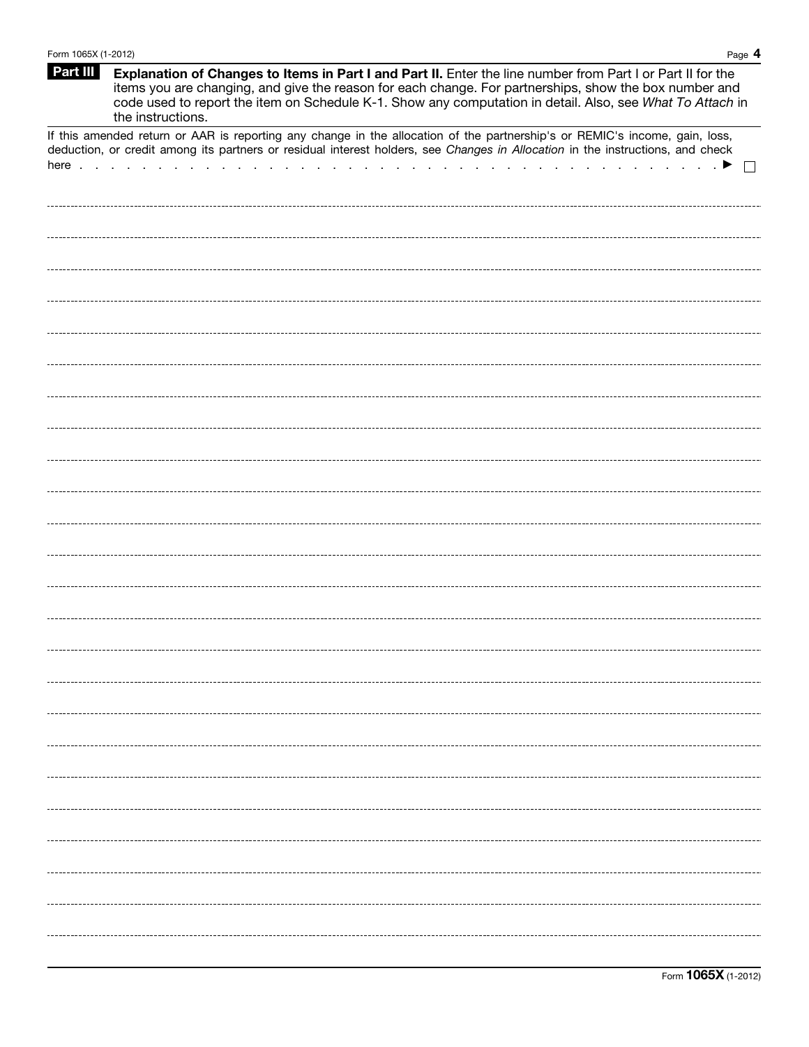**Part III** **Explanation of Changes to Items in Part I and Part II.** Enter the line number from Part I or Part II for the items you are changing, and give the reason for each change. For partnerships, show the box number and code used to report the item on Schedule K-1. Show any computation in detail. Also, see *What To Attach* in the instructions.

If this amended return or AAR is reporting any change in the allocation of the partnership's or REMIC's income, gain, loss, deduction, or credit among its partners or residual interest holders, see *Changes in Allocation* in the instructions, and check here . . . . . . . . . . . . . . . . . . . . . . . . . . . . . . . . . . . . . . . ▶ ☐

Form **1065X** (1-2012)